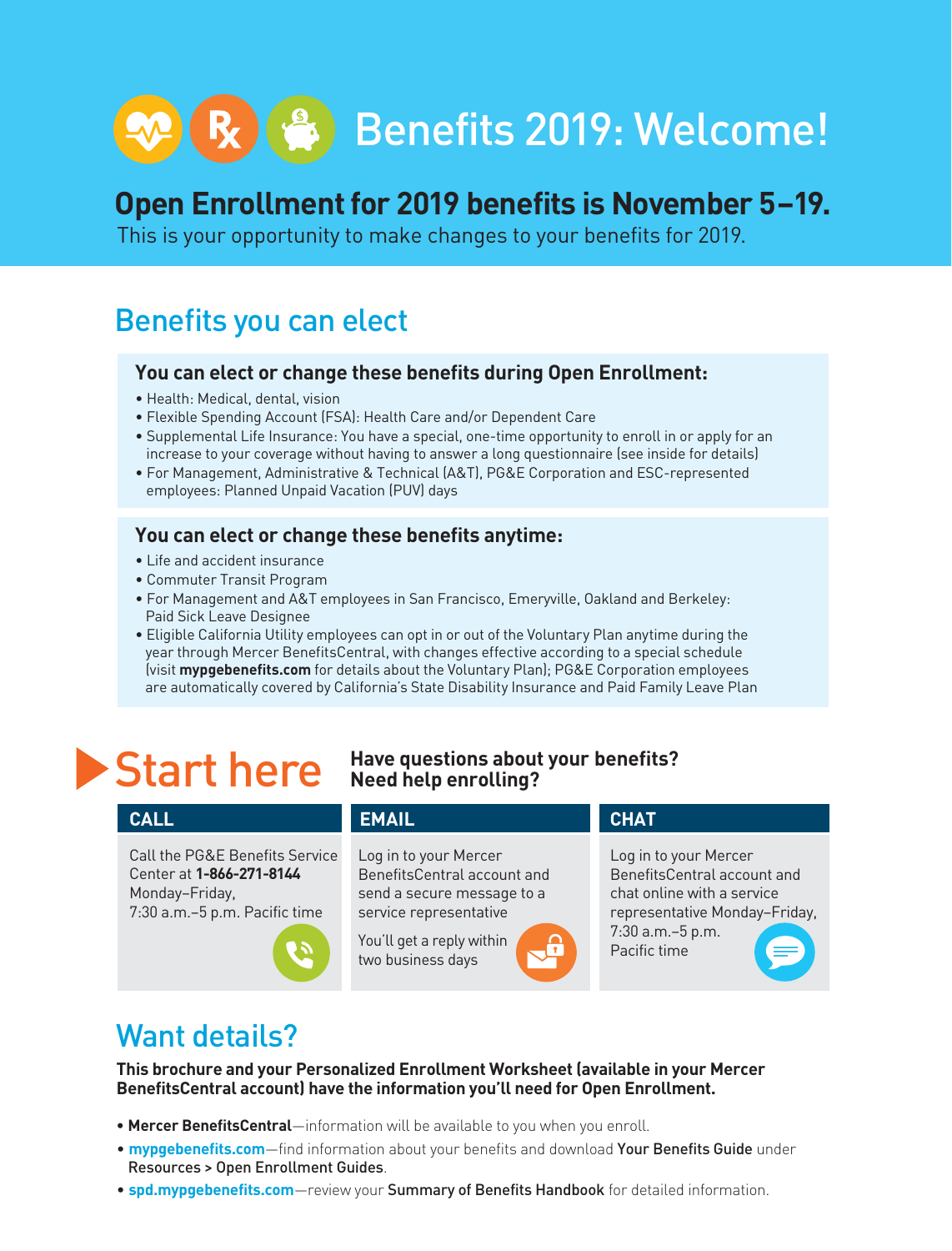# Benefits 2019: Welcome!

## Open Enrollment for 2019 benefits is November 5–19.

This is your opportunity to make changes to your benefits for 2019.

## Benefits you can elect

### You can elect or change these benefits during Open Enrollment:

- Health: Medical, dental, vision
- Flexible Spending Account (FSA): Health Care and/or Dependent Care
- Supplemental Life Insurance: You have a special, one-time opportunity to enroll in or apply for an increase to your coverage without having to answer a long questionnaire (see inside for details)
- For Management, Administrative & Technical (A&T), PG&E Corporation and ESC-represented employees: Planned Unpaid Vacation (PUV) days

### You can elect or change these benefits anytime:

- Life and accident insurance
- Commuter Transit Program
- For Management and A&T employees in San Francisco, Emeryville, Oakland and Berkeley: Paid Sick Leave Designee
- Eligible California Utility employees can opt in or out of the Voluntary Plan anytime during the year through Mercer BenefitsCentral, with changes effective according to a special schedule (visit **mypgebenefits.com** for details about the Voluntary Plan); PG&E Corporation employees are automatically covered by California's State Disability Insurance and Paid Family Leave Plan

## Start here

**Have questions about your benefits? Need help enrolling?**

**CALL**

Call the PG&E Benefits Service Center at **1-866-271-8144** Monday–Friday, 7:30 a.m.–5 p.m. Pacific time

**EMAIL**

Log in to your Mercer BenefitsCentral account and send a secure message to a service representative

You'll get a reply within two business days

**CHAT**

Log in to your Mercer BenefitsCentral account and chat online with a service representative Monday–Friday, 7:30 a.m.–5 p.m. Pacific time

## Want details?

**This brochure and your Personalized Enrollment Worksheet (available in your Mercer BenefitsCentral account) have the information you'll need for Open Enrollment.**

- **Mercer BenefitsCentral**—information will be available to you when you enroll.
- **mypgebenefits.com**—find information about your benefits and download **Your Benefits Guide** under Resources > Open Enrollment Guides.
- **spd.mypgebenefits.com**—review your **Summary of Benefits Handbook** for detailed information.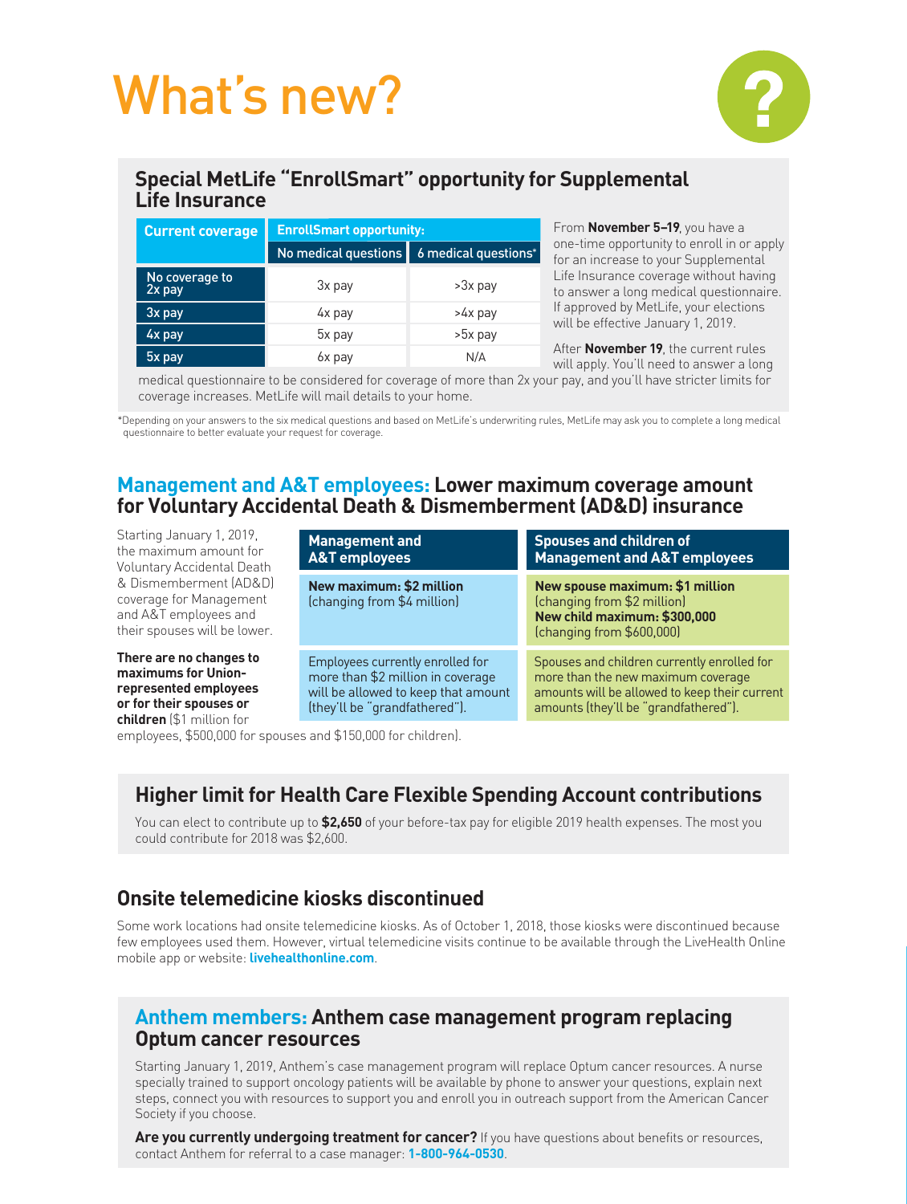# What's new?

## Special MetLife "EnrollSmart" opportunity for Supplemental Life Insurance

| Current coverage | EnrollSmart opportunity: | |
|---|---|---|
| | No medical questions | 6 medical questions* |
| No coverage to 2x pay | 3x pay | >3x pay |
| 3x pay | 4x pay | >4x pay |
| 4x pay | 5x pay | >5x pay |
| 5x pay | 6x pay | N/A |

From **November 5–19**, you have a one-time opportunity to enroll in or apply for an increase to your Supplemental Life Insurance coverage without having to answer a long medical questionnaire. If approved by MetLife, your elections will be effective January 1, 2019.

After **November 19**, the current rules will apply. You'll need to answer a long medical questionnaire to be considered for coverage of more than 2x your pay, and you'll have stricter limits for coverage increases. MetLife will mail details to your home.

*Depending on your answers to the six medical questions and based on MetLife's underwriting rules, MetLife may ask you to complete a long medical questionnaire to better evaluate your request for coverage.

## Management and A&T employees: Lower maximum coverage amount for Voluntary Accidental Death & Dismemberment (AD&D) insurance

Starting January 1, 2019, the maximum amount for Voluntary Accidental Death & Dismemberment (AD&D) coverage for Management and A&T employees and their spouses will be lower.

**There are no changes to maximums for Union-represented employees or for their spouses or children** ($1 million for employees, $500,000 for spouses and $150,000 for children).

| Management and A&T employees | Spouses and children of Management and A&T employees |
|---|---|
| **New maximum: $2 million** (changing from $4 million) | **New spouse maximum: $1 million** (changing from $2 million) **New child maximum: $300,000** (changing from $600,000) |
| Employees currently enrolled for more than $2 million in coverage will be allowed to keep that amount (they'll be "grandfathered"). | Spouses and children currently enrolled for more than the new maximum coverage amounts will be allowed to keep their current amounts (they'll be "grandfathered"). |

## Higher limit for Health Care Flexible Spending Account contributions

You can elect to contribute up to **$2,650** of your before-tax pay for eligible 2019 health expenses. The most you could contribute for 2018 was $2,600.

## Onsite telemedicine kiosks discontinued

Some work locations had onsite telemedicine kiosks. As of October 1, 2018, those kiosks were discontinued because few employees used them. However, virtual telemedicine visits continue to be available through the LiveHealth Online mobile app or website: **livehealthonline.com**.

## Anthem members: Anthem case management program replacing Optum cancer resources

Starting January 1, 2019, Anthem's case management program will replace Optum cancer resources. A nurse specially trained to support oncology patients will be available by phone to answer your questions, explain next steps, connect you with resources to support you and enroll you in outreach support from the American Cancer Society if you choose.

**Are you currently undergoing treatment for cancer?** If you have questions about benefits or resources, contact Anthem for referral to a case manager: **1-800-964-0530**.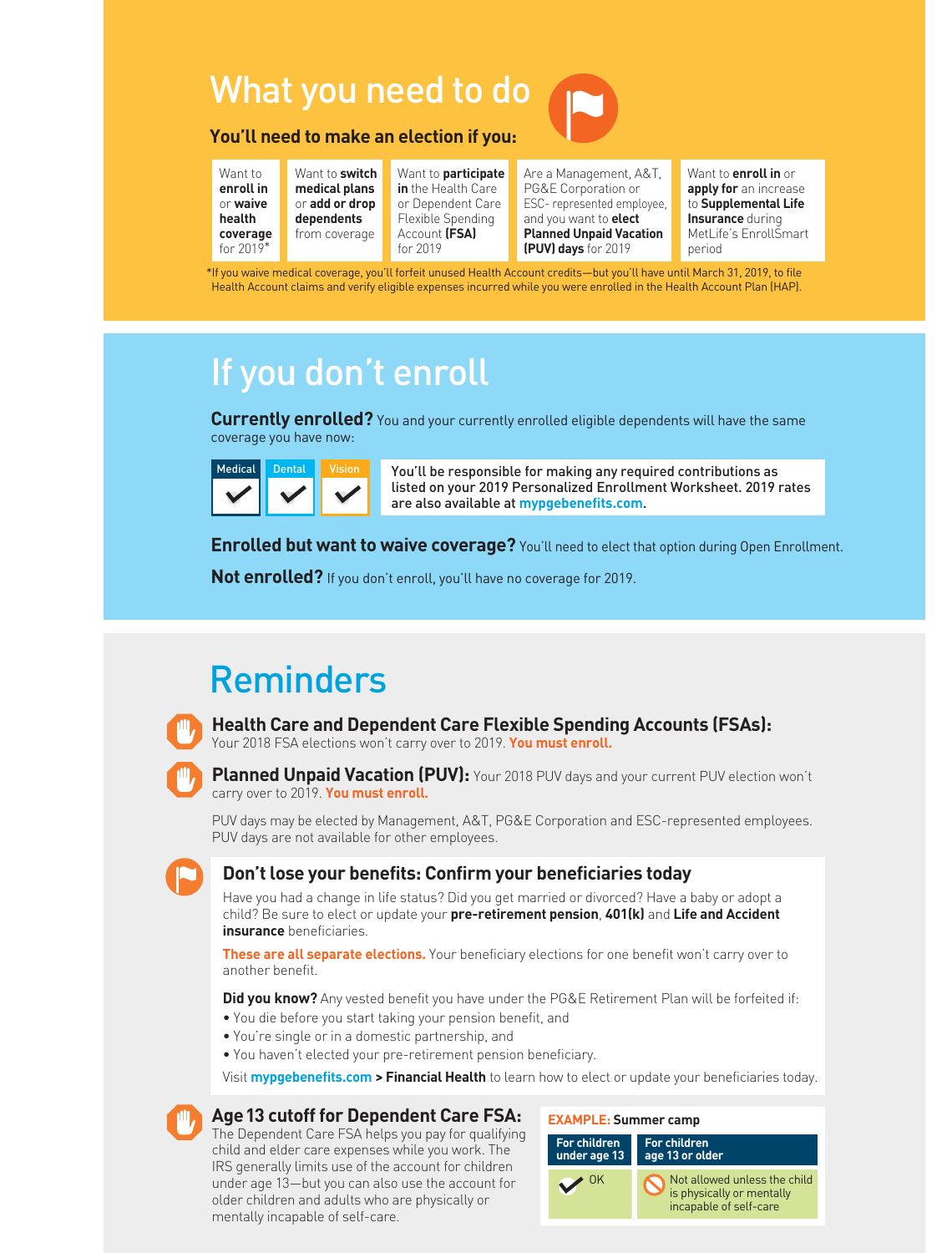# What you need to do

## You'll need to make an election if you:

- Want to **enroll in** or **waive health coverage** for 2019*
- Want to **switch medical plans** or **add or drop dependents** from coverage
- Want to **participate in** the Health Care or Dependent Care Flexible Spending Account **(FSA)** for 2019
- Are a Management, A&T, PG&E Corporation or ESC- represented employee, and you want to **elect Planned Unpaid Vacation (PUV) days** for 2019
- Want to **enroll in** or **apply for** an increase to **Supplemental Life Insurance** during MetLife's EnrollSmart period

*If you waive medical coverage, you'll forfeit unused Health Account credits—but you'll have until March 31, 2019, to file Health Account claims and verify eligible expenses incurred while you were enrolled in the Health Account Plan (HAP).

# If you don't enroll

**Currently enrolled?** You and your currently enrolled eligible dependents will have the same coverage you have now:

| Medical | Dental | Vision |
|---|---|---|
| ✔ | ✔ | ✔ |

You'll be responsible for making any required contributions as listed on your 2019 Personalized Enrollment Worksheet. 2019 rates are also available at **mypgebenefits.com**.

**Enrolled but want to waive coverage?** You'll need to elect that option during Open Enrollment.

**Not enrolled?** If you don't enroll, you'll have no coverage for 2019.

# Reminders

## Health Care and Dependent Care Flexible Spending Accounts (FSAs):

Your 2018 FSA elections won't carry over to 2019. **You must enroll.**

## Planned Unpaid Vacation (PUV):

Your 2018 PUV days and your current PUV election won't carry over to 2019. **You must enroll.**

PUV days may be elected by Management, A&T, PG&E Corporation and ESC-represented employees. PUV days are not available for other employees.

## Don't lose your benefits: Confirm your beneficiaries today

Have you had a change in life status? Did you get married or divorced? Have a baby or adopt a child? Be sure to elect or update your **pre-retirement pension**, **401(k)** and **Life and Accident insurance** beneficiaries.

**These are all separate elections.** Your beneficiary elections for one benefit won't carry over to another benefit.

**Did you know?** Any vested benefit you have under the PG&E Retirement Plan will be forfeited if:

- You die before you start taking your pension benefit, and
- You're single or in a domestic partnership, and
- You haven't elected your pre-retirement pension beneficiary.

Visit **mypgebenefits.com > Financial Health** to learn how to elect or update your beneficiaries today.

## Age 13 cutoff for Dependent Care FSA:

The Dependent Care FSA helps you pay for qualifying child and elder care expenses while you work. The IRS generally limits use of the account for children under age 13—but you can also use the account for older children and adults who are physically or mentally incapable of self-care.

**EXAMPLE: Summer camp**

| For children under age 13 | For children age 13 or older |
|---|---|
| ✔ OK | Not allowed unless the child is physically or mentally incapable of self-care |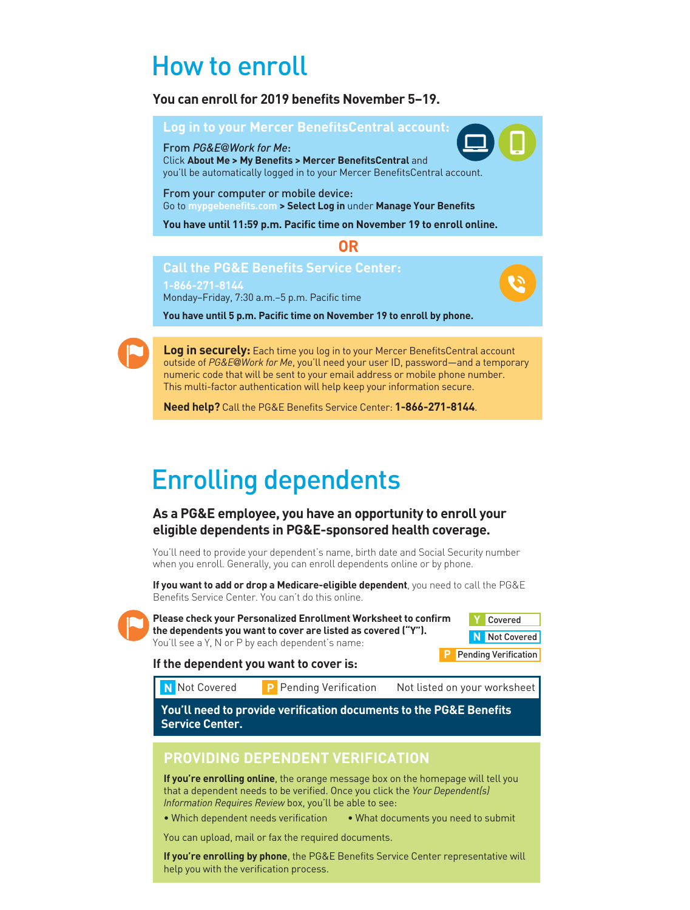# How to enroll

**You can enroll for 2019 benefits November 5–19.**

## Log in to your Mercer BenefitsCentral account:

From *PG&E@Work for Me*:
Click **About Me > My Benefits > Mercer BenefitsCentral** and you'll be automatically logged in to your Mercer BenefitsCentral account.

From your computer or mobile device:
Go to **mypgebenefits.com > Select Log in** under **Manage Your Benefits**

**You have until 11:59 p.m. Pacific time on November 19 to enroll online.**

**OR**

## Call the PG&E Benefits Service Center:

**1-866-271-8144**
Monday–Friday, 7:30 a.m.–5 p.m. Pacific time

**You have until 5 p.m. Pacific time on November 19 to enroll by phone.**

**Log in securely:** Each time you log in to your Mercer BenefitsCentral account outside of *PG&E@Work for Me*, you'll need your user ID, password—and a temporary numeric code that will be sent to your email address or mobile phone number. This multi-factor authentication will help keep your information secure.

**Need help?** Call the PG&E Benefits Service Center: **1-866-271-8144**.

# Enrolling dependents

**As a PG&E employee, you have an opportunity to enroll your eligible dependents in PG&E-sponsored health coverage.**

You'll need to provide your dependent's name, birth date and Social Security number when you enroll. Generally, you can enroll dependents online or by phone.

**If you want to add or drop a Medicare-eligible dependent**, you need to call the PG&E Benefits Service Center. You can't do this online.

**Please check your Personalized Enrollment Worksheet to confirm the dependents you want to cover are listed as covered ("Y").** You'll see a Y, N or P by each dependent's name:

- **Y** Covered
- **N** Not Covered
- **P** Pending Verification

**If the dependent you want to cover is:**

| **N** Not Covered | **P** Pending Verification | Not listed on your worksheet |
|---|---|---|

**You'll need to provide verification documents to the PG&E Benefits Service Center.**

## PROVIDING DEPENDENT VERIFICATION

**If you're enrolling online**, the orange message box on the homepage will tell you that a dependent needs to be verified. Once you click the *Your Dependent(s) Information Requires Review* box, you'll be able to see:

- Which dependent needs verification
- What documents you need to submit

You can upload, mail or fax the required documents.

**If you're enrolling by phone**, the PG&E Benefits Service Center representative will help you with the verification process.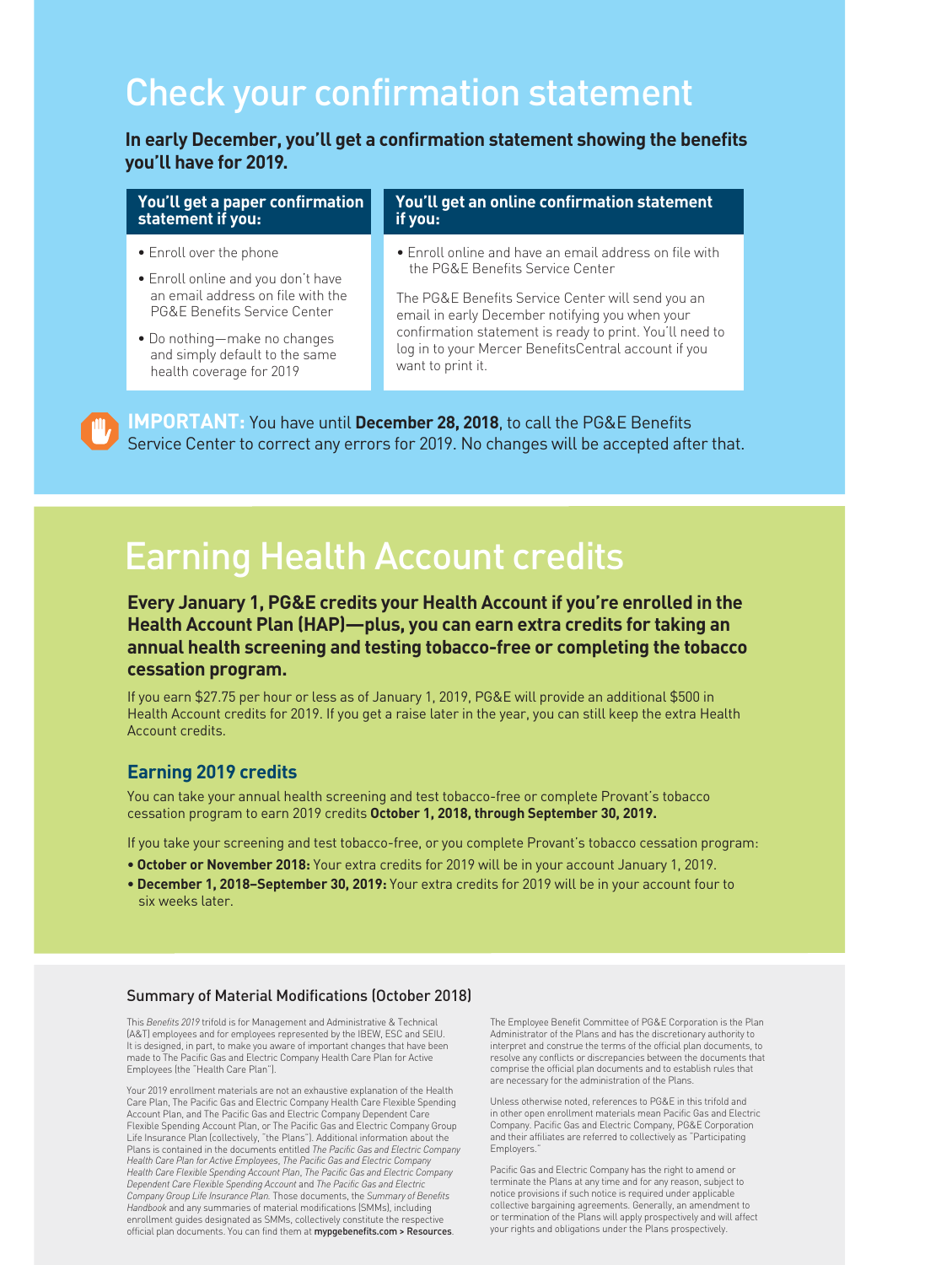# Check your confirmation statement

**In early December, you'll get a confirmation statement showing the benefits you'll have for 2019.**

### You'll get a paper confirmation statement if you:

- Enroll over the phone
- Enroll online and you don't have an email address on file with the PG&E Benefits Service Center
- Do nothing—make no changes and simply default to the same health coverage for 2019

### You'll get an online confirmation statement if you:

- Enroll online and have an email address on file with the PG&E Benefits Service Center

The PG&E Benefits Service Center will send you an email in early December notifying you when your confirmation statement is ready to print. You'll need to log in to your Mercer BenefitsCentral account if you want to print it.

**IMPORTANT:** You have until **December 28, 2018**, to call the PG&E Benefits Service Center to correct any errors for 2019. No changes will be accepted after that.

# Earning Health Account credits

**Every January 1, PG&E credits your Health Account if you're enrolled in the Health Account Plan (HAP)—plus, you can earn extra credits for taking an annual health screening and testing tobacco-free or completing the tobacco cessation program.**

If you earn $27.75 per hour or less as of January 1, 2019, PG&E will provide an additional $500 in Health Account credits for 2019. If you get a raise later in the year, you can still keep the extra Health Account credits.

## Earning 2019 credits

You can take your annual health screening and test tobacco-free or complete Provant's tobacco cessation program to earn 2019 credits **October 1, 2018, through September 30, 2019.**

If you take your screening and test tobacco-free, or you complete Provant's tobacco cessation program:

- **October or November 2018:** Your extra credits for 2019 will be in your account January 1, 2019.
- **December 1, 2018–September 30, 2019:** Your extra credits for 2019 will be in your account four to six weeks later.

## Summary of Material Modifications (October 2018)

This *Benefits 2019* trifold is for Management and Administrative & Technical (A&T) employees and for employees represented by the IBEW, ESC and SEIU. It is designed, in part, to make you aware of important changes that have been made to The Pacific Gas and Electric Company Health Care Plan for Active Employees (the "Health Care Plan").

Your 2019 enrollment materials are not an exhaustive explanation of the Health Care Plan, The Pacific Gas and Electric Company Health Care Flexible Spending Account Plan, and The Pacific Gas and Electric Company Dependent Care Flexible Spending Account Plan, or The Pacific Gas and Electric Company Group Life Insurance Plan (collectively, "the Plans"). Additional information about the Plans is contained in the documents entitled *The Pacific Gas and Electric Company Health Care Plan for Active Employees*, *The Pacific Gas and Electric Company Health Care Flexible Spending Account Plan*, *The Pacific Gas and Electric Company Dependent Care Flexible Spending Account* and *The Pacific Gas and Electric Company Group Life Insurance Plan*. Those documents, the *Summary of Benefits Handbook* and any summaries of material modifications (SMMs), including enrollment guides designated as SMMs, collectively constitute the respective official plan documents. You can find them at **mypgebenefits.com > Resources**.

The Employee Benefit Committee of PG&E Corporation is the Plan Administrator of the Plans and has the discretionary authority to interpret and construe the terms of the official plan documents, to resolve any conflicts or discrepancies between the documents that comprise the official plan documents and to establish rules that are necessary for the administration of the Plans.

Unless otherwise noted, references to PG&E in this trifold and in other open enrollment materials mean Pacific Gas and Electric Company. Pacific Gas and Electric Company, PG&E Corporation and their affiliates are referred to collectively as "Participating Employers."

Pacific Gas and Electric Company has the right to amend or terminate the Plans at any time and for any reason, subject to notice provisions if such notice is required under applicable collective bargaining agreements. Generally, an amendment to or termination of the Plans will apply prospectively and will affect your rights and obligations under the Plans prospectively.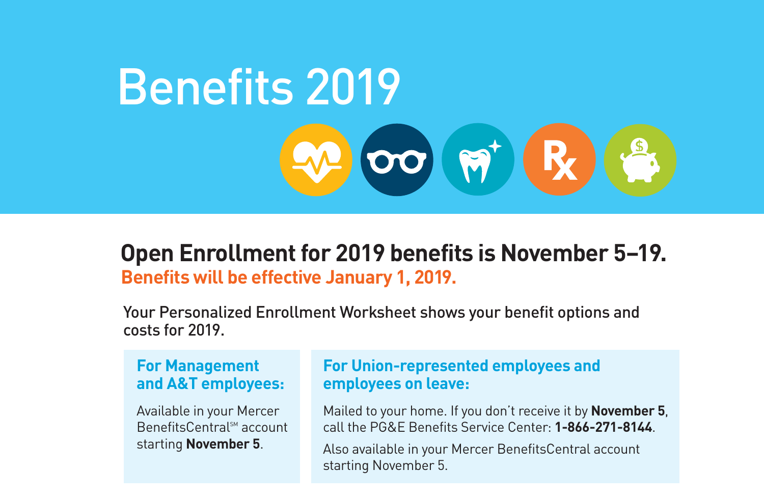# Benefits 2019

## Open Enrollment for 2019 benefits is November 5–19.

**Benefits will be effective January 1, 2019.**

Your Personalized Enrollment Worksheet shows your benefit options and costs for 2019.

### For Management and A&T employees:

Available in your Mercer BenefitsCentral℠ account starting **November 5**.

### For Union-represented employees and employees on leave:

Mailed to your home. If you don't receive it by **November 5**, call the PG&E Benefits Service Center: **1-866-271-8144**.

Also available in your Mercer BenefitsCentral account starting November 5.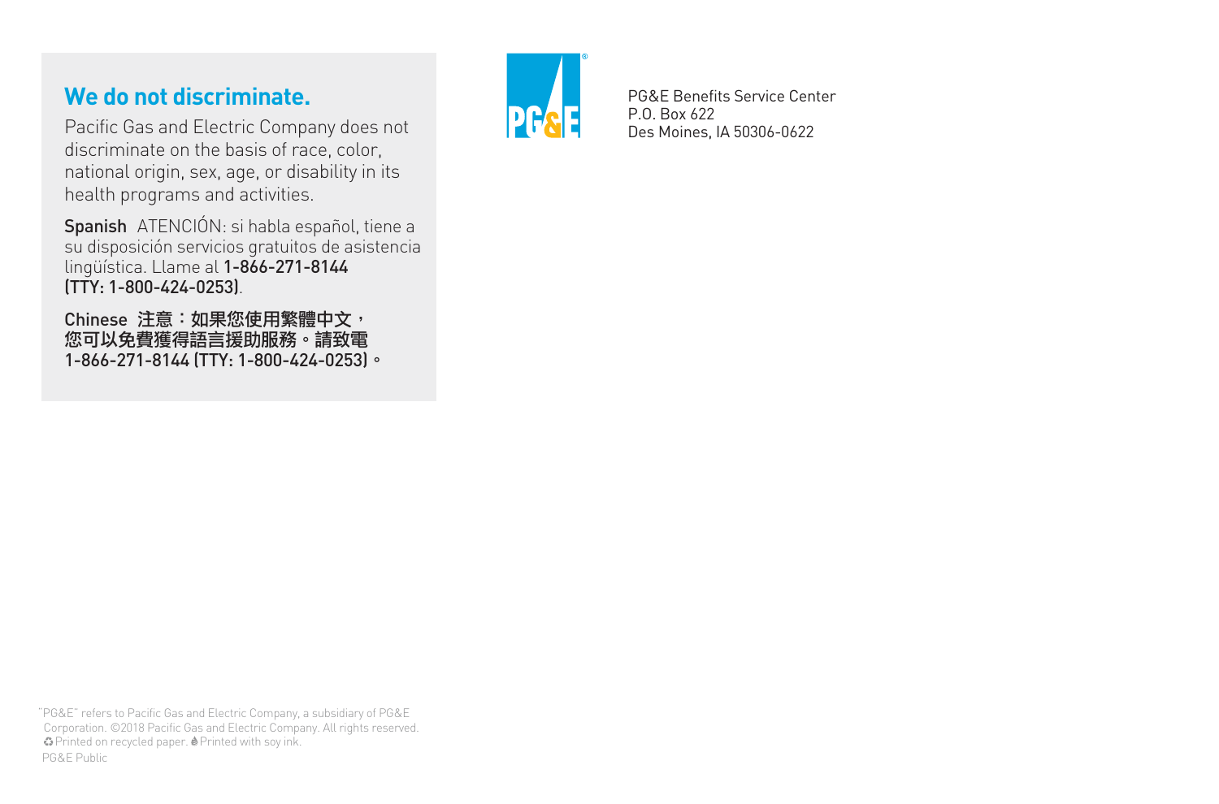## We do not discriminate.

Pacific Gas and Electric Company does not discriminate on the basis of race, color, national origin, sex, age, or disability in its health programs and activities.

**Spanish** ATENCIÓN: si habla español, tiene a su disposición servicios gratuitos de asistencia lingüística. Llame al **1-866-271-8144 (TTY: 1-800-424-0253)**.

**Chinese 注意：如果您使用繁體中文，您可以免費獲得語言援助服務。請致電 1-866-271-8144 (TTY: 1-800-424-0253)。**

PG&E Benefits Service Center
P.O. Box 622
Des Moines, IA 50306-0622

"PG&E" refers to Pacific Gas and Electric Company, a subsidiary of PG&E Corporation. ©2018 Pacific Gas and Electric Company. All rights reserved.
♻ Printed on recycled paper. Printed with soy ink.
PG&E Public